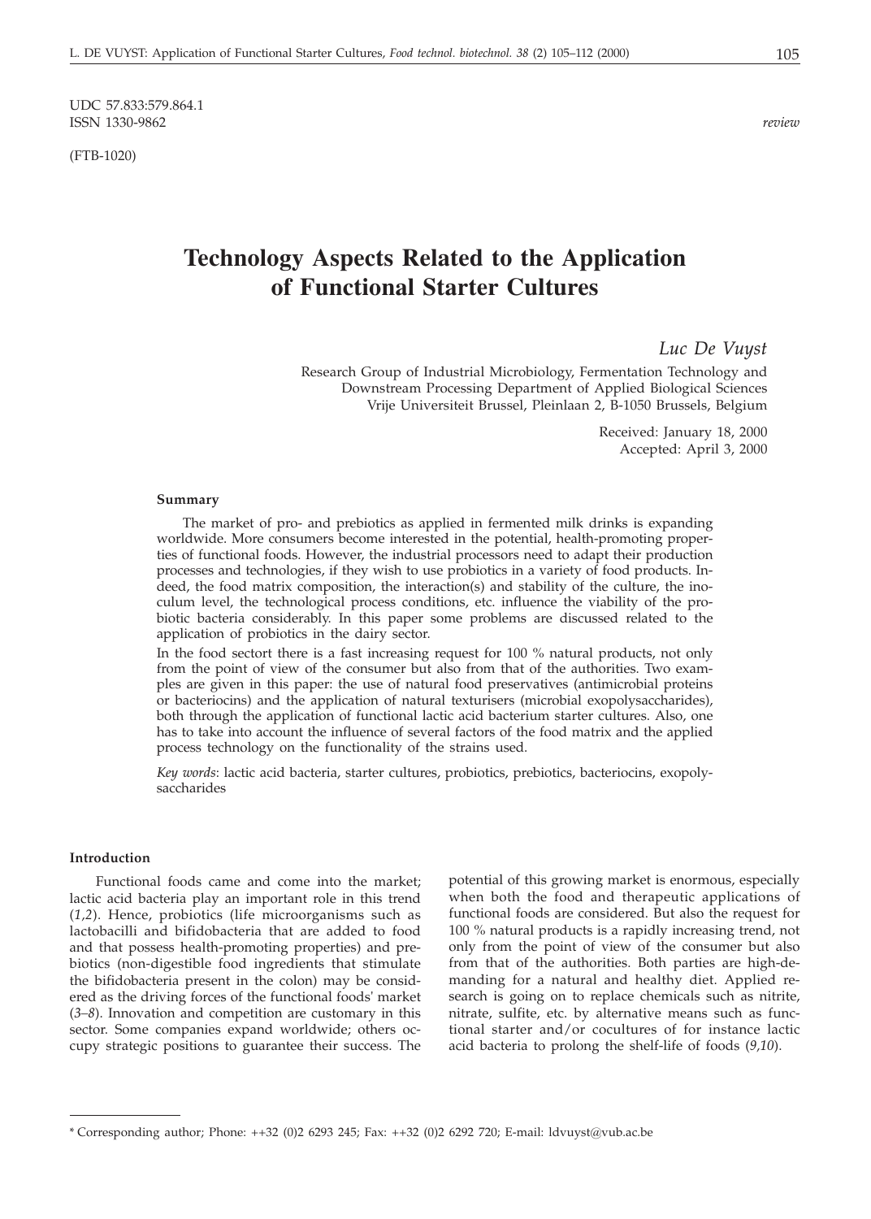UDC 57.833:579.864.1
ISSN 1330-9862

*review*

(FTB-1020)

# Technology Aspects Related to the Application of Functional Starter Cultures

*Luc De Vuyst*

Research Group of Industrial Microbiology, Fermentation Technology and Downstream Processing Department of Applied Biological Sciences Vrije Universiteit Brussel, Pleinlaan 2, B-1050 Brussels, Belgium

Received: January 18, 2000
Accepted: April 3, 2000

#### Summary

The market of pro- and prebiotics as applied in fermented milk drinks is expanding worldwide. More consumers become interested in the potential, health-promoting properties of functional foods. However, the industrial processors need to adapt their production processes and technologies, if they wish to use probiotics in a variety of food products. Indeed, the food matrix composition, the interaction(s) and stability of the culture, the inoculum level, the technological process conditions, etc. influence the viability of the probiotic bacteria considerably. In this paper some problems are discussed related to the application of probiotics in the dairy sector.

In the food sectort there is a fast increasing request for 100 % natural products, not only from the point of view of the consumer but also from that of the authorities. Two examples are given in this paper: the use of natural food preservatives (antimicrobial proteins or bacteriocins) and the application of natural texturisers (microbial exopolysaccharides), both through the application of functional lactic acid bacterium starter cultures. Also, one has to take into account the influence of several factors of the food matrix and the applied process technology on the functionality of the strains used.

*Key words*: lactic acid bacteria, starter cultures, probiotics, prebiotics, bacteriocins, exopolysaccharides

#### Introduction

Functional foods came and come into the market; lactic acid bacteria play an important role in this trend (*1,2*). Hence, probiotics (life microorganisms such as lactobacilli and bifidobacteria that are added to food and that possess health-promoting properties) and prebiotics (non-digestible food ingredients that stimulate the bifidobacteria present in the colon) may be considered as the driving forces of the functional foods' market (*3–8*). Innovation and competition are customary in this sector. Some companies expand worldwide; others occupy strategic positions to guarantee their success. The potential of this growing market is enormous, especially when both the food and therapeutic applications of functional foods are considered. But also the request for 100 % natural products is a rapidly increasing trend, not only from the point of view of the consumer but also from that of the authorities. Both parties are high-demanding for a natural and healthy diet. Applied research is going on to replace chemicals such as nitrite, nitrate, sulfite, etc. by alternative means such as functional starter and/or cocultures of for instance lactic acid bacteria to prolong the shelf-life of foods (*9,10*).

---

* Corresponding author; Phone: ++32 (0)2 6293 245; Fax: ++32 (0)2 6292 720; E-mail: ldvuyst@vub.ac.be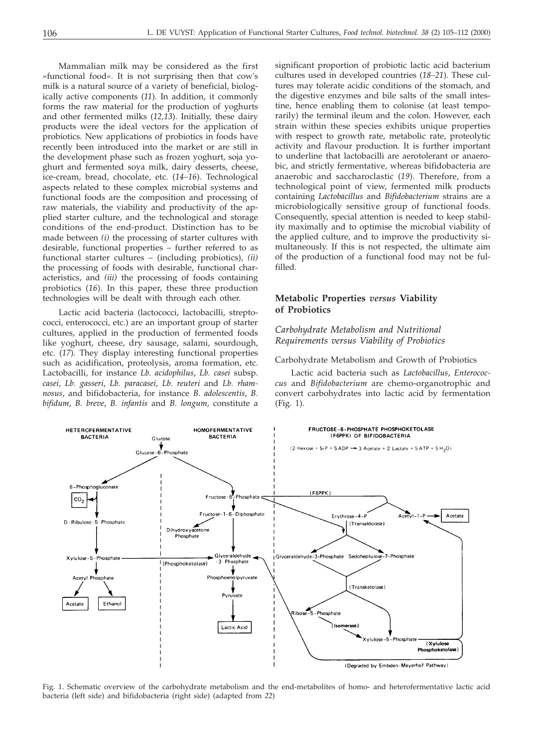Mammalian milk may be considered as the first »functional food«. It is not surprising then that cow's milk is a natural source of a variety of beneficial, biologically active components (*11*). In addition, it commonly forms the raw material for the production of yoghurts and other fermented milks (*12,13*). Initially, these dairy products were the ideal vectors for the application of probiotics. New applications of probiotics in foods have recently been introduced into the market or are still in the development phase such as frozen yoghurt, soja yoghurt and fermented soya milk, dairy desserts, cheese, ice-cream, bread, chocolate, etc. (*14–16*). Technological aspects related to these complex microbial systems and functional foods are the composition and processing of raw materials, the viability and productivity of the applied starter culture, and the technological and storage conditions of the end-product. Distinction has to be made between *(i)* the processing of starter cultures with desirable, functional properties – further referred to as functional starter cultures – (including probiotics), *(ii)* the processing of foods with desirable, functional characteristics, and *(iii)* the processing of foods containing probiotics (*16*). In this paper, these three production technologies will be dealt with through each other.

Lactic acid bacteria (lactococci, lactobacilli, streptococci, enterococci, etc.) are an important group of starter cultures, applied in the production of fermented foods like yoghurt, cheese, dry sausage, salami, sourdough, etc. (*17*). They display interesting functional properties such as acidification, proteolysis, aroma formation, etc. Lactobacilli, for instance *Lb. acidophilus*, *Lb. casei* subsp. *casei*, *Lb. gasseri*, *Lb. paracasei*, *Lb. reuteri* and *Lb. rhamnosus*, and bifidobacteria, for instance *B. adolescentis*, *B. bifidum*, *B. breve*, *B. infantis* and *B. longum*, constitute a significant proportion of probiotic lactic acid bacterium cultures used in developed countries (*18–21*). These cultures may tolerate acidic conditions of the stomach, and the digestive enzymes and bile salts of the small intestine, hence enabling them to colonise (at least temporarily) the terminal ileum and the colon. However, each strain within these species exhibits unique properties with respect to growth rate, metabolic rate, proteolytic activity and flavour production. It is further important to underline that lactobacilli are aerotolerant or anaerobic, and strictly fermentative, whereas bifidobacteria are anaerobic and saccharoclastic (*19*). Therefore, from a technological point of view, fermented milk products containing *Lactobacillus* and *Bifidobacterium* strains are a microbiologically sensitive group of functional foods. Consequently, special attention is needed to keep stability maximally and to optimise the microbial viability of the applied culture, and to improve the productivity simultaneously. If this is not respected, the ultimate aim of the production of a functional food may not be fulfilled.

## Metabolic Properties *versus* Viability of Probiotics

### *Carbohydrate Metabolism and Nutritional Requirements versus Viability of Probiotics*

#### Carbohydrate Metabolism and Growth of Probiotics

Lactic acid bacteria such as *Lactobacillus*, *Enterococcus* and *Bifidobacterium* are chemo-organotrophic and convert carbohydrates into lactic acid by fermentation (Fig. 1).

Fig. 1. Schematic overview of the carbohydrate metabolism and the end-metabolites of homo- and heterofermentative lactic acid bacteria (left side) and bifidobacteria (right side) (adapted from *22*)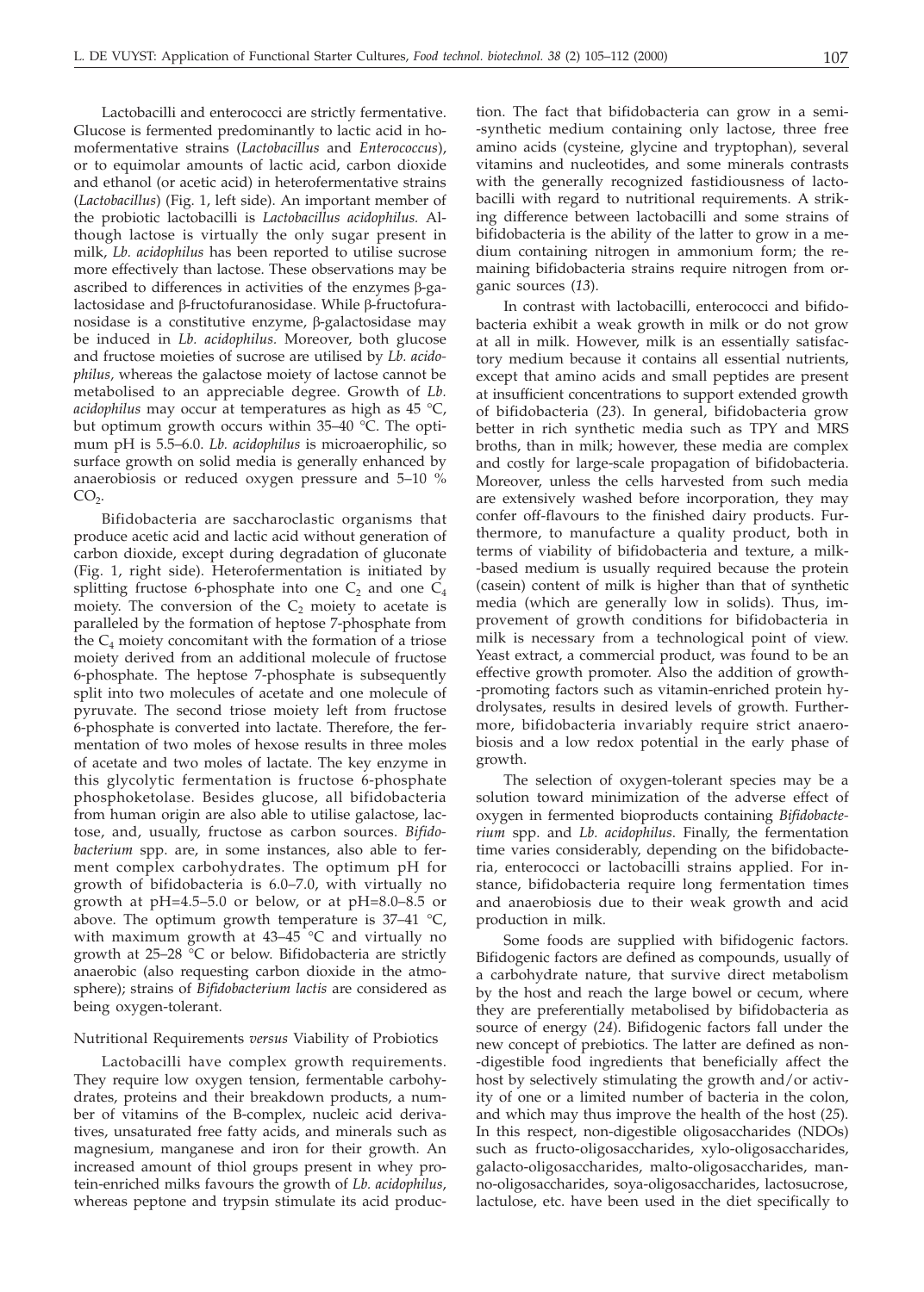Lactobacilli and enterococci are strictly fermentative. Glucose is fermented predominantly to lactic acid in homofermentative strains (*Lactobacillus* and *Enterococcus*), or to equimolar amounts of lactic acid, carbon dioxide and ethanol (or acetic acid) in heterofermentative strains (*Lactobacillus*) (Fig. 1, left side). An important member of the probiotic lactobacilli is *Lactobacillus acidophilus.* Although lactose is virtually the only sugar present in milk, *Lb. acidophilus* has been reported to utilise sucrose more effectively than lactose. These observations may be ascribed to differences in activities of the enzymes β-galactosidase and β-fructofuranosidase. While β-fructofuranosidase is a constitutive enzyme, β-galactosidase may be induced in *Lb. acidophilus.* Moreover, both glucose and fructose moieties of sucrose are utilised by *Lb. acidophilus,* whereas the galactose moiety of lactose cannot be metabolised to an appreciable degree. Growth of *Lb. acidophilus* may occur at temperatures as high as 45 °C, but optimum growth occurs within 35–40 °C. The optimum pH is 5.5–6.0. *Lb. acidophilus* is microaerophilic, so surface growth on solid media is generally enhanced by anaerobiosis or reduced oxygen pressure and 5–10 % $CO_2$.

Bifidobacteria are saccharoclastic organisms that produce acetic acid and lactic acid without generation of carbon dioxide, except during degradation of gluconate (Fig. 1, right side). Heterofermentation is initiated by splitting fructose 6-phosphate into one $C_2$ and one $C_4$ moiety. The conversion of the $C_2$ moiety to acetate is paralleled by the formation of heptose 7-phosphate from the $C_4$ moiety concomitant with the formation of a triose moiety derived from an additional molecule of fructose 6-phosphate. The heptose 7-phosphate is subsequently split into two molecules of acetate and one molecule of pyruvate. The second triose moiety left from fructose 6-phosphate is converted into lactate. Therefore, the fermentation of two moles of hexose results in three moles of acetate and two moles of lactate. The key enzyme in this glycolytic fermentation is fructose 6-phosphate phosphoketolase. Besides glucose, all bifidobacteria from human origin are also able to utilise galactose, lactose, and, usually, fructose as carbon sources. *Bifidobacterium* spp. are, in some instances, also able to ferment complex carbohydrates. The optimum pH for growth of bifidobacteria is 6.0–7.0, with virtually no growth at pH=4.5–5.0 or below, or at pH=8.0–8.5 or above. The optimum growth temperature is 37–41 °C, with maximum growth at 43–45 °C and virtually no growth at 25–28 °C or below. Bifidobacteria are strictly anaerobic (also requesting carbon dioxide in the atmosphere); strains of *Bifidobacterium lactis* are considered as being oxygen-tolerant.

## Nutritional Requirements *versus* Viability of Probiotics

Lactobacilli have complex growth requirements. They require low oxygen tension, fermentable carbohydrates, proteins and their breakdown products, a number of vitamins of the B-complex, nucleic acid derivatives, unsaturated free fatty acids, and minerals such as magnesium, manganese and iron for their growth. An increased amount of thiol groups present in whey protein-enriched milks favours the growth of *Lb. acidophilus*, whereas peptone and trypsin stimulate its acid production. The fact that bifidobacteria can grow in a semi-synthetic medium containing only lactose, three free amino acids (cysteine, glycine and tryptophan), several vitamins and nucleotides, and some minerals contrasts with the generally recognized fastidiousness of lactobacilli with regard to nutritional requirements. A striking difference between lactobacilli and some strains of bifidobacteria is the ability of the latter to grow in a medium containing nitrogen in ammonium form; the remaining bifidobacteria strains require nitrogen from organic sources (*13*).

In contrast with lactobacilli, enterococci and bifidobacteria exhibit a weak growth in milk or do not grow at all in milk. However, milk is an essentially satisfactory medium because it contains all essential nutrients, except that amino acids and small peptides are present at insufficient concentrations to support extended growth of bifidobacteria (*23*). In general, bifidobacteria grow better in rich synthetic media such as TPY and MRS broths, than in milk; however, these media are complex and costly for large-scale propagation of bifidobacteria. Moreover, unless the cells harvested from such media are extensively washed before incorporation, they may confer off-flavours to the finished dairy products. Furthermore, to manufacture a quality product, both in terms of viability of bifidobacteria and texture, a milk-based medium is usually required because the protein (casein) content of milk is higher than that of synthetic media (which are generally low in solids). Thus, improvement of growth conditions for bifidobacteria in milk is necessary from a technological point of view. Yeast extract, a commercial product, was found to be an effective growth promoter. Also the addition of growth-promoting factors such as vitamin-enriched protein hydrolysates, results in desired levels of growth. Furthermore, bifidobacteria invariably require strict anaerobiosis and a low redox potential in the early phase of growth.

The selection of oxygen-tolerant species may be a solution toward minimization of the adverse effect of oxygen in fermented bioproducts containing *Bifidobacterium* spp. and *Lb. acidophilus.* Finally, the fermentation time varies considerably, depending on the bifidobacteria, enterococci or lactobacilli strains applied. For instance, bifidobacteria require long fermentation times and anaerobiosis due to their weak growth and acid production in milk.

Some foods are supplied with bifidogenic factors. Bifidogenic factors are defined as compounds, usually of a carbohydrate nature, that survive direct metabolism by the host and reach the large bowel or cecum, where they are preferentially metabolised by bifidobacteria as source of energy (*24*). Bifidogenic factors fall under the new concept of prebiotics. The latter are defined as non-digestible food ingredients that beneficially affect the host by selectively stimulating the growth and/or activity of one or a limited number of bacteria in the colon, and which may thus improve the health of the host (*25*). In this respect, non-digestible oligosaccharides (NDOs) such as fructo-oligosaccharides, xylo-oligosaccharides, galacto-oligosaccharides, malto-oligosaccharides, manno-oligosaccharides, soya-oligosaccharides, lactosucrose, lactulose, etc. have been used in the diet specifically to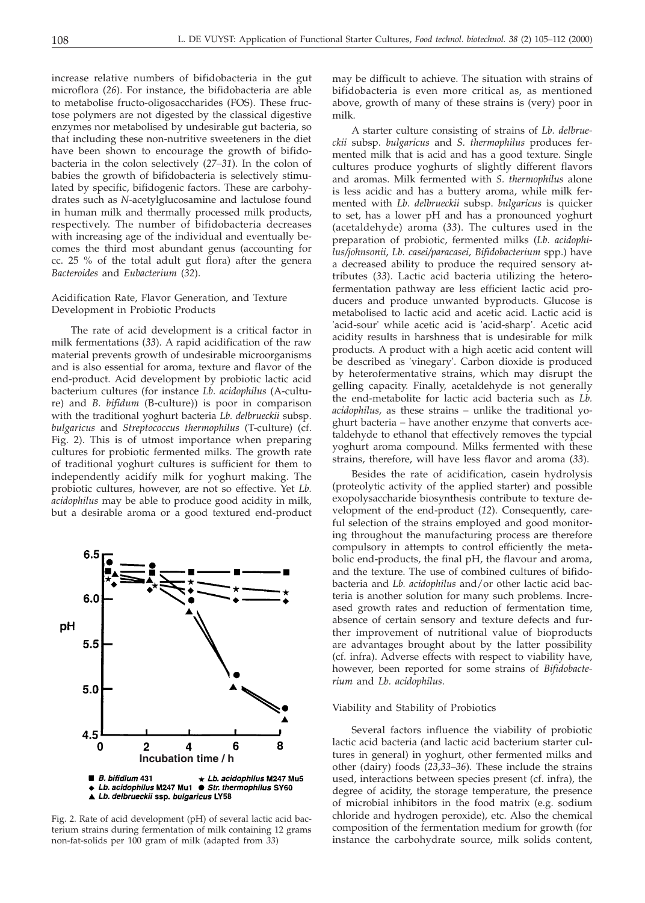increase relative numbers of bifidobacteria in the gut microflora (*26*). For instance, the bifidobacteria are able to metabolise fructo-oligosaccharides (FOS). These fructose polymers are not digested by the classical digestive enzymes nor metabolised by undesirable gut bacteria, so that including these non-nutritive sweeteners in the diet have been shown to encourage the growth of bifidobacteria in the colon selectively (*27–31*). In the colon of babies the growth of bifidobacteria is selectively stimulated by specific, bifidogenic factors. These are carbohydrates such as *N*-acetylglucosamine and lactulose found in human milk and thermally processed milk products, respectively. The number of bifidobacteria decreases with increasing age of the individual and eventually becomes the third most abundant genus (accounting for cc. 25 % of the total adult gut flora) after the genera *Bacteroides* and *Eubacterium* (*32*).

### Acidification Rate, Flavor Generation, and Texture Development in Probiotic Products

The rate of acid development is a critical factor in milk fermentations (*33*). A rapid acidification of the raw material prevents growth of undesirable microorganisms and is also essential for aroma, texture and flavor of the end-product. Acid development by probiotic lactic acid bacterium cultures (for instance *Lb. acidophilus* (A-culture) and *B. bifidum* (B-culture)) is poor in comparison with the traditional yoghurt bacteria *Lb. delbrueckii* subsp. *bulgaricus* and *Streptococcus thermophilus* (T-culture) (cf. Fig. 2). This is of utmost importance when preparing cultures for probiotic fermented milks. The growth rate of traditional yoghurt cultures is sufficient for them to independently acidify milk for yoghurt making. The probiotic cultures, however, are not so effective. Yet *Lb. acidophilus* may be able to produce good acidity in milk, but a desirable aroma or a good textured end-product may be difficult to achieve. The situation with strains of bifidobacteria is even more critical as, as mentioned above, growth of many of these strains is (very) poor in milk.

Fig. 2. Rate of acid development (pH) of several lactic acid bacterium strains during fermentation of milk containing 12 grams non-fat-solids per 100 gram of milk (adapted from *33*)

A starter culture consisting of strains of *Lb. delbrueckii* subsp. *bulgaricus* and *S. thermophilus* produces fermented milk that is acid and has a good texture. Single cultures produce yoghurts of slightly different flavors and aromas. Milk fermented with *S. thermophilus* alone is less acidic and has a buttery aroma, while milk fermented with *Lb. delbrueckii* subsp. *bulgaricus* is quicker to set, has a lower pH and has a pronounced yoghurt (acetaldehyde) aroma (*33*). The cultures used in the preparation of probiotic, fermented milks (*Lb. acidophilus/johnsonii, Lb. casei/paracasei, Bifidobacterium* spp.) have a decreased ability to produce the required sensory attributes (*33*). Lactic acid bacteria utilizing the heterofermentation pathway are less efficient lactic acid producers and produce unwanted byproducts. Glucose is metabolised to lactic acid and acetic acid. Lactic acid is 'acid-sour' while acetic acid is 'acid-sharp'. Acetic acid acidity results in harshness that is undesirable for milk products. A product with a high acetic acid content will be described as 'vinegary'. Carbon dioxide is produced by heterofermentative strains, which may disrupt the gelling capacity. Finally, acetaldehyde is not generally the end-metabolite for lactic acid bacteria such as *Lb. acidophilus*, as these strains – unlike the traditional yoghurt bacteria – have another enzyme that converts acetaldehyde to ethanol that effectively removes the typcial yoghurt aroma compound. Milks fermented with these strains, therefore, will have less flavor and aroma (*33*).

Besides the rate of acidification, casein hydrolysis (proteolytic activity of the applied starter) and possible exopolysaccharide biosynthesis contribute to texture development of the end-product (*12*). Consequently, careful selection of the strains employed and good monitoring throughout the manufacturing process are therefore compulsory in attempts to control efficiently the metabolic end-products, the final pH, the flavour and aroma, and the texture. The use of combined cultures of bifidobacteria and *Lb. acidophilus* and/or other lactic acid bacteria is another solution for many such problems. Increased growth rates and reduction of fermentation time, absence of certain sensory and texture defects and further improvement of nutritional value of bioproducts are advantages brought about by the latter possibility (cf. infra). Adverse effects with respect to viability have, however, been reported for some strains of *Bifidobacterium* and *Lb. acidophilus*.

### Viability and Stability of Probiotics

Several factors influence the viability of probiotic lactic acid bacteria (and lactic acid bacterium starter cultures in general) in yoghurt, other fermented milks and other (dairy) foods (*23,33–36*). These include the strains used, interactions between species present (cf. infra), the degree of acidity, the storage temperature, the presence of microbial inhibitors in the food matrix (e.g. sodium chloride and hydrogen peroxide), etc. Also the chemical composition of the fermentation medium for growth (for instance the carbohydrate source, milk solids content,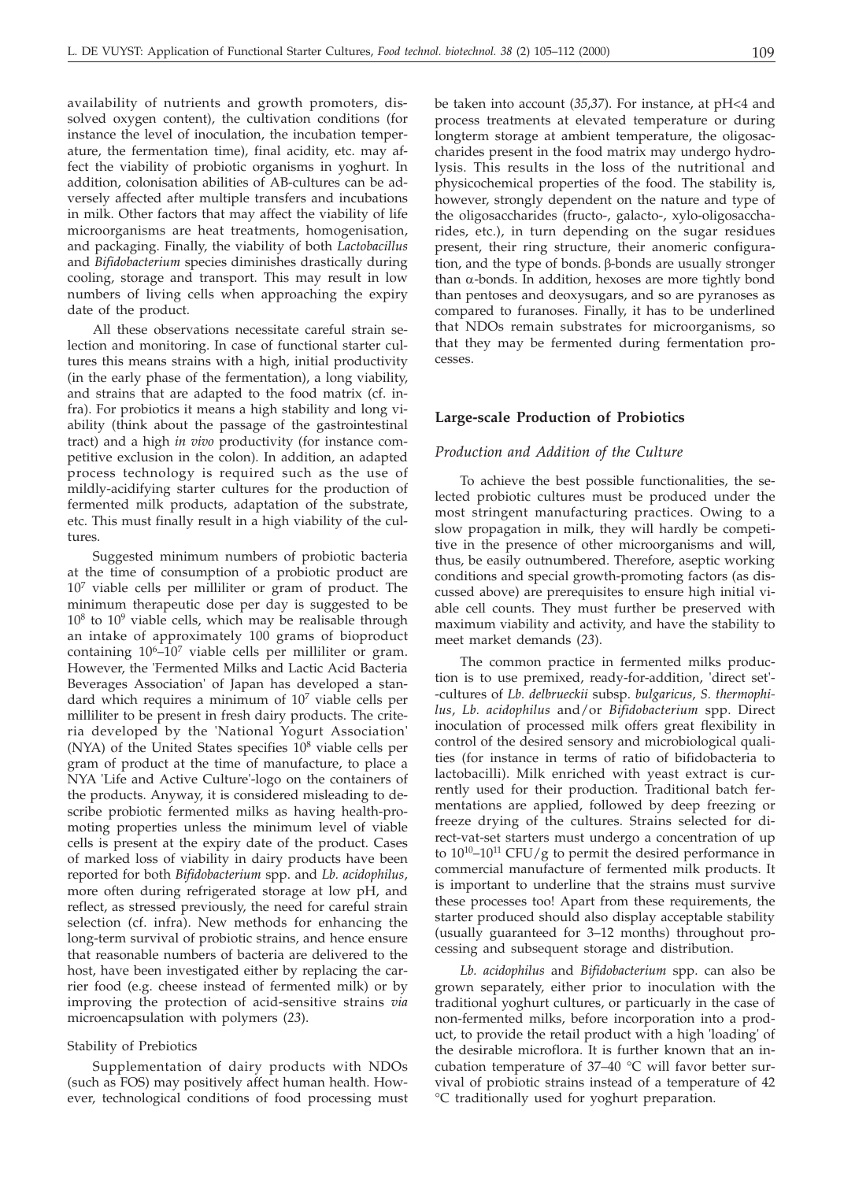availability of nutrients and growth promoters, dissolved oxygen content), the cultivation conditions (for instance the level of inoculation, the incubation temperature, the fermentation time), final acidity, etc. may affect the viability of probiotic organisms in yoghurt. In addition, colonisation abilities of AB-cultures can be adversely affected after multiple transfers and incubations in milk. Other factors that may affect the viability of life microorganisms are heat treatments, homogenisation, and packaging. Finally, the viability of both *Lactobacillus* and *Bifidobacterium* species diminishes drastically during cooling, storage and transport. This may result in low numbers of living cells when approaching the expiry date of the product.

All these observations necessitate careful strain selection and monitoring. In case of functional starter cultures this means strains with a high, initial productivity (in the early phase of the fermentation), a long viability, and strains that are adapted to the food matrix (cf. infra). For probiotics it means a high stability and long viability (think about the passage of the gastrointestinal tract) and a high *in vivo* productivity (for instance competitive exclusion in the colon). In addition, an adapted process technology is required such as the use of mildly-acidifying starter cultures for the production of fermented milk products, adaptation of the substrate, etc. This must finally result in a high viability of the cultures.

Suggested minimum numbers of probiotic bacteria at the time of consumption of a probiotic product are $10^7$ viable cells per milliliter or gram of product. The minimum therapeutic dose per day is suggested to be $10^8$ to $10^9$ viable cells, which may be realisable through an intake of approximately 100 grams of bioproduct containing $10^6$–$10^7$ viable cells per milliliter or gram. However, the 'Fermented Milks and Lactic Acid Bacteria Beverages Association' of Japan has developed a standard which requires a minimum of $10^7$ viable cells per milliliter to be present in fresh dairy products. The criteria developed by the 'National Yogurt Association' (NYA) of the United States specifies $10^8$ viable cells per gram of product at the time of manufacture, to place a NYA 'Life and Active Culture'-logo on the containers of the products. Anyway, it is considered misleading to describe probiotic fermented milks as having health-promoting properties unless the minimum level of viable cells is present at the expiry date of the product. Cases of marked loss of viability in dairy products have been reported for both *Bifidobacterium* spp. and *Lb. acidophilus*, more often during refrigerated storage at low pH, and reflect, as stressed previously, the need for careful strain selection (cf. infra). New methods for enhancing the long-term survival of probiotic strains, and hence ensure that reasonable numbers of bacteria are delivered to the host, have been investigated either by replacing the carrier food (e.g. cheese instead of fermented milk) or by improving the protection of acid-sensitive strains *via* microencapsulation with polymers (*23*).

### Stability of Prebiotics

Supplementation of dairy products with NDOs (such as FOS) may positively affect human health. However, technological conditions of food processing must be taken into account (*35,37*). For instance, at pH<4 and process treatments at elevated temperature or during longterm storage at ambient temperature, the oligosaccharides present in the food matrix may undergo hydrolysis. This results in the loss of the nutritional and physicochemical properties of the food. The stability is, however, strongly dependent on the nature and type of the oligosaccharides (fructo-, galacto-, xylo-oligosaccharides, etc.), in turn depending on the sugar residues present, their ring structure, their anomeric configuration, and the type of bonds. β-bonds are usually stronger than α-bonds. In addition, hexoses are more tightly bond than pentoses and deoxysugars, and so are pyranoses as compared to furanoses. Finally, it has to be underlined that NDOs remain substrates for microorganisms, so that they may be fermented during fermentation processes.

## Large-scale Production of Probiotics

### *Production and Addition of the Culture*

To achieve the best possible functionalities, the selected probiotic cultures must be produced under the most stringent manufacturing practices. Owing to a slow propagation in milk, they will hardly be competitive in the presence of other microorganisms and will, thus, be easily outnumbered. Therefore, aseptic working conditions and special growth-promoting factors (as discussed above) are prerequisites to ensure high initial viable cell counts. They must further be preserved with maximum viability and activity, and have the stability to meet market demands (*23*).

The common practice in fermented milks production is to use premixed, ready-for-addition, 'direct set'-cultures of *Lb. delbrueckii* subsp. *bulgaricus*, *S. thermophilus*, *Lb. acidophilus* and/or *Bifidobacterium* spp. Direct inoculation of processed milk offers great flexibility in control of the desired sensory and microbiological qualities (for instance in terms of ratio of bifidobacteria to lactobacilli). Milk enriched with yeast extract is currently used for their production. Traditional batch fermentations are applied, followed by deep freezing or freeze drying of the cultures. Strains selected for direct-vat-set starters must undergo a concentration of up to $10^{10}$–$10^{11}$ CFU/g to permit the desired performance in commercial manufacture of fermented milk products. It is important to underline that the strains must survive these processes too! Apart from these requirements, the starter produced should also display acceptable stability (usually guaranteed for 3–12 months) throughout processing and subsequent storage and distribution.

*Lb. acidophilus* and *Bifidobacterium* spp. can also be grown separately, either prior to inoculation with the traditional yoghurt cultures, or particularly in the case of non-fermented milks, before incorporation into a product, to provide the retail product with a high 'loading' of the desirable microflora. It is further known that an incubation temperature of 37–40 °C will favor better survival of probiotic strains instead of a temperature of 42 °C traditionally used for yoghurt preparation.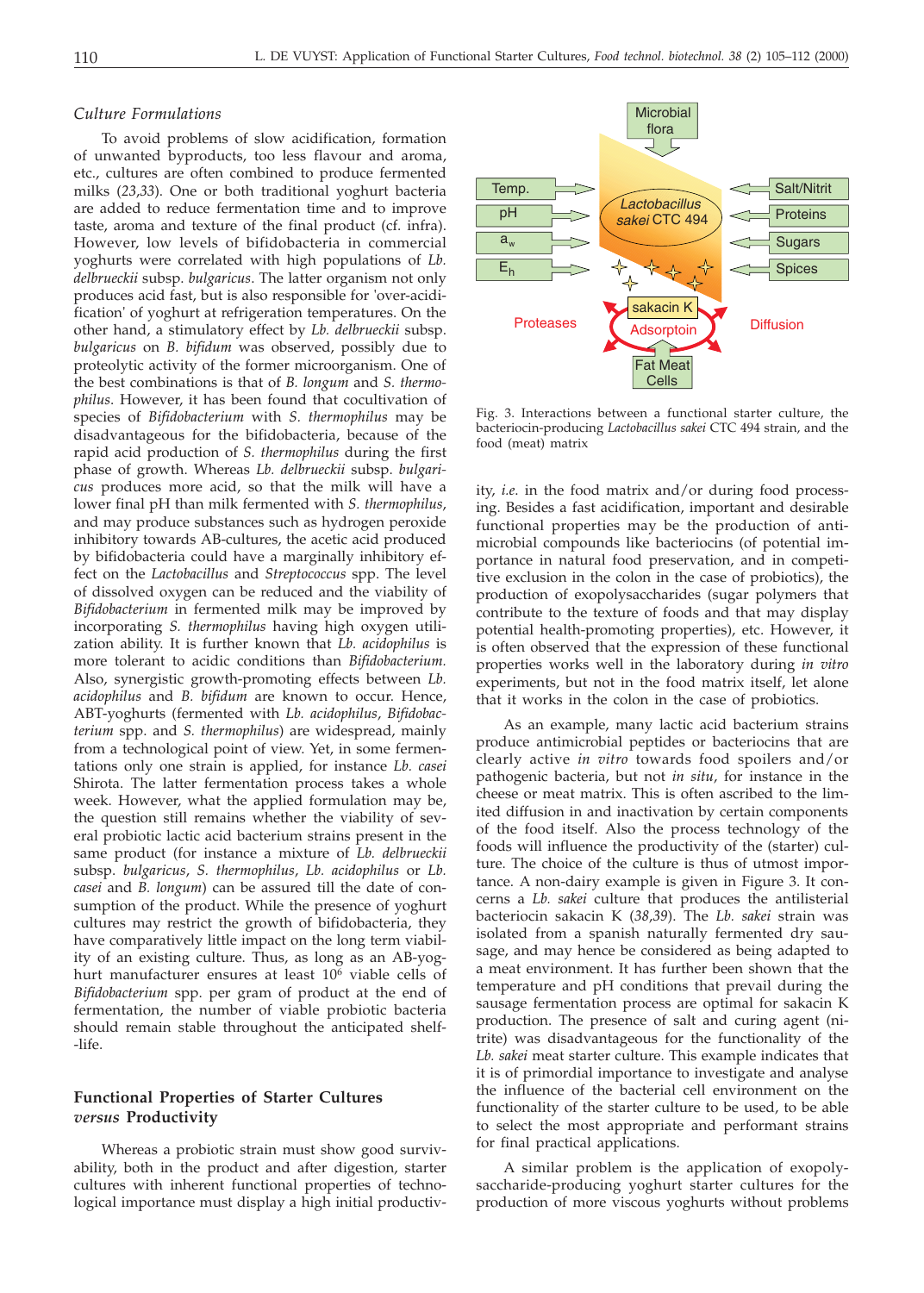### Culture Formulations

To avoid problems of slow acidification, formation of unwanted byproducts, too less flavour and aroma, etc., cultures are often combined to produce fermented milks (*23,33*). One or both traditional yoghurt bacteria are added to reduce fermentation time and to improve taste, aroma and texture of the final product (cf. infra). However, low levels of bifidobacteria in commercial yoghurts were correlated with high populations of *Lb. delbrueckii* subsp. *bulgaricus*. The latter organism not only produces acid fast, but is also responsible for 'over-acidification' of yoghurt at refrigeration temperatures. On the other hand, a stimulatory effect by *Lb. delbrueckii* subsp. *bulgaricus* on *B. bifidum* was observed, possibly due to proteolytic activity of the former microorganism. One of the best combinations is that of *B. longum* and *S. thermophilus*. However, it has been found that cocultivation of species of *Bifidobacterium* with *S. thermophilus* may be disadvantageous for the bifidobacteria, because of the rapid acid production of *S. thermophilus* during the first phase of growth. Whereas *Lb. delbrueckii* subsp. *bulgaricus* produces more acid, so that the milk will have a lower final pH than milk fermented with *S. thermophilus*, and may produce substances such as hydrogen peroxide inhibitory towards AB-cultures, the acetic acid produced by bifidobacteria could have a marginally inhibitory effect on the *Lactobacillus* and *Streptococcus* spp. The level of dissolved oxygen can be reduced and the viability of *Bifidobacterium* in fermented milk may be improved by incorporating *S. thermophilus* having high oxygen utilization ability. It is further known that *Lb. acidophilus* is more tolerant to acidic conditions than *Bifidobacterium*. Also, synergistic growth-promoting effects between *Lb. acidophilus* and *B. bifidum* are known to occur. Hence, ABT-yoghurts (fermented with *Lb. acidophilus*, *Bifidobacterium* spp. and *S. thermophilus*) are widespread, mainly from a technological point of view. Yet, in some fermentations only one strain is applied, for instance *Lb. casei* Shirota. The latter fermentation process takes a whole week. However, what the applied formulation may be, the question still remains whether the viability of several probiotic lactic acid bacterium strains present in the same product (for instance a mixture of *Lb. delbrueckii* subsp. *bulgaricus*, *S. thermophilus*, *Lb. acidophilus* or *Lb. casei* and *B. longum*) can be assured till the date of consumption of the product. While the presence of yoghurt cultures may restrict the growth of bifidobacteria, they have comparatively little impact on the long term viability of an existing culture. Thus, as long as an AB-yoghurt manufacturer ensures at least $10^6$ viable cells of *Bifidobacterium* spp. per gram of product at the end of fermentation, the number of viable probiotic bacteria should remain stable throughout the anticipated shelf-life.

## Functional Properties of Starter Cultures *versus* Productivity

Whereas a probiotic strain must show good survivability, both in the product and after digestion, starter cultures with inherent functional properties of technological importance must display a high initial productivity, *i.e.* in the food matrix and/or during food processing. Besides a fast acidification, important and desirable functional properties may be the production of antimicrobial compounds like bacteriocins (of potential importance in natural food preservation, and in competitive exclusion in the colon in the case of probiotics), the production of exopolysaccharides (sugar polymers that contribute to the texture of foods and that may display potential health-promoting properties), etc. However, it is often observed that the expression of these functional properties works well in the laboratory during *in vitro* experiments, but not in the food matrix itself, let alone that it works in the colon in the case of probiotics.

As an example, many lactic acid bacterium strains produce antimicrobial peptides or bacteriocins that are clearly active *in vitro* towards food spoilers and/or pathogenic bacteria, but not *in situ*, for instance in the cheese or meat matrix. This is often ascribed to the limited diffusion in and inactivation by certain components of the food itself. Also the process technology of the foods will influence the productivity of the (starter) culture. The choice of the culture is thus of utmost importance. A non-dairy example is given in Figure 3. It concerns a *Lb. sakei* culture that produces the antilisterial bacteriocin sakacin K (*38,39*). The *Lb. sakei* strain was isolated from a spanish naturally fermented dry sausage, and may hence be considered as being adapted to a meat environment. It has further been shown that the temperature and pH conditions that prevail during the sausage fermentation process are optimal for sakacin K production. The presence of salt and curing agent (nitrite) was disadvantageous for the functionality of the *Lb. sakei* meat starter culture. This example indicates that it is of primordial importance to investigate and analyse the influence of the bacterial cell environment on the functionality of the starter culture to be used, to be able to select the most appropriate and performant strains for final practical applications.

Fig. 3. Interactions between a functional starter culture, the bacteriocin-producing *Lactobacillus sakei* CTC 494 strain, and the food (meat) matrix

A similar problem is the application of exopolysaccharide-producing yoghurt starter cultures for the production of more viscous yoghurts without problems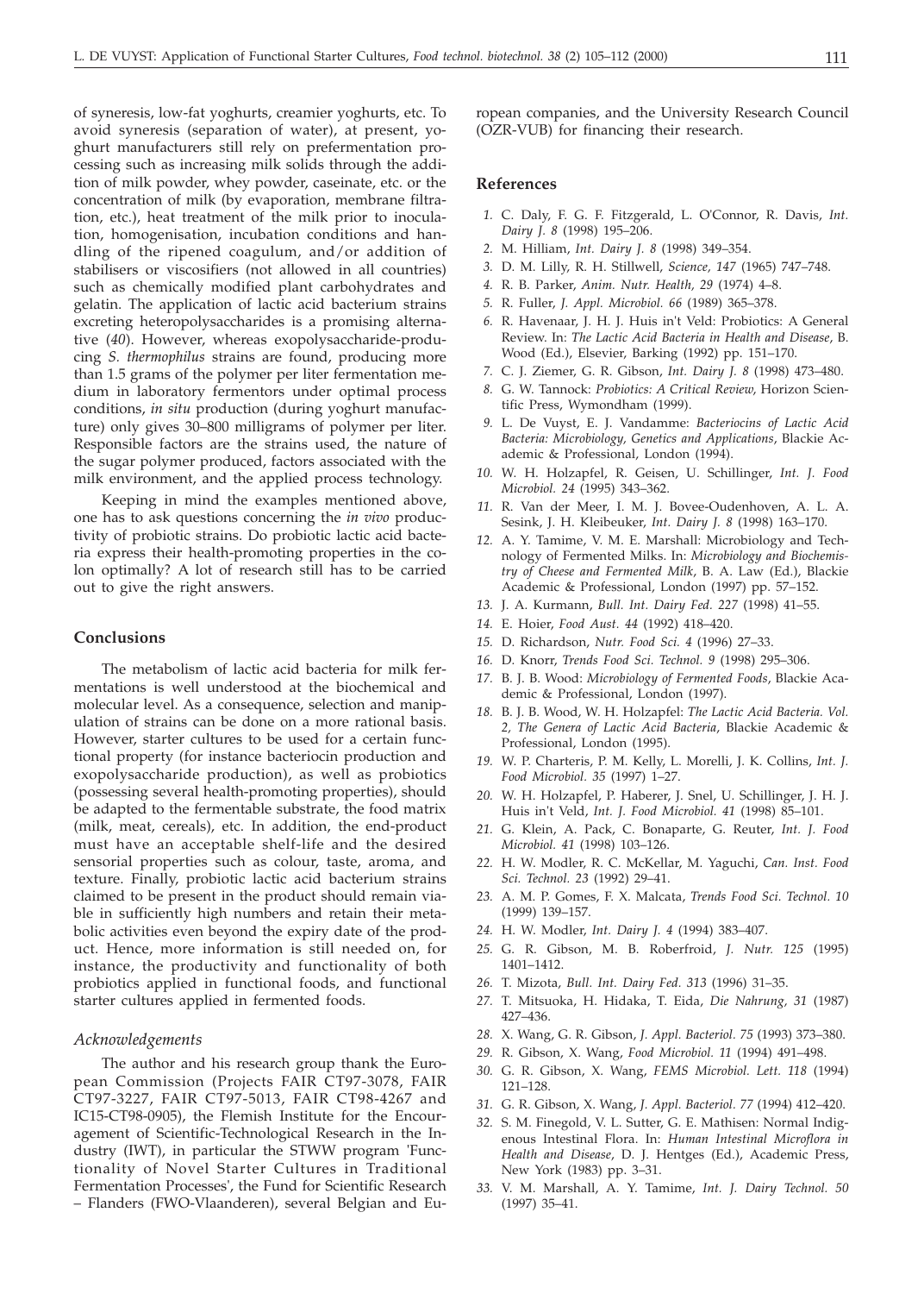of syneresis, low-fat yoghurts, creamier yoghurts, etc. To avoid syneresis (separation of water), at present, yoghurt manufacturers still rely on prefermentation processing such as increasing milk solids through the addition of milk powder, whey powder, caseinate, etc. or the concentration of milk (by evaporation, membrane filtration, etc.), heat treatment of the milk prior to inoculation, homogenisation, incubation conditions and handling of the ripened coagulum, and/or addition of stabilisers or viscosifiers (not allowed in all countries) such as chemically modified plant carbohydrates and gelatin. The application of lactic acid bacterium strains excreting heteropolysaccharides is a promising alternative (*40*). However, whereas exopolysaccharide-producing *S. thermophilus* strains are found, producing more than 1.5 grams of the polymer per liter fermentation medium in laboratory fermentors under optimal process conditions, *in situ* production (during yoghurt manufacture) only gives 30–800 milligrams of polymer per liter. Responsible factors are the strains used, the nature of the sugar polymer produced, factors associated with the milk environment, and the applied process technology.

Keeping in mind the examples mentioned above, one has to ask questions concerning the *in vivo* productivity of probiotic strains. Do probiotic lactic acid bacteria express their health-promoting properties in the colon optimally? A lot of research still has to be carried out to give the right answers.

## Conclusions

The metabolism of lactic acid bacteria for milk fermentations is well understood at the biochemical and molecular level. As a consequence, selection and manipulation of strains can be done on a more rational basis. However, starter cultures to be used for a certain functional property (for instance bacteriocin production and exopolysaccharide production), as well as probiotics (possessing several health-promoting properties), should be adapted to the fermentable substrate, the food matrix (milk, meat, cereals), etc. In addition, the end-product must have an acceptable shelf-life and the desired sensorial properties such as colour, taste, aroma, and texture. Finally, probiotic lactic acid bacterium strains claimed to be present in the product should remain viable in sufficiently high numbers and retain their metabolic activities even beyond the expiry date of the product. Hence, more information is still needed on, for instance, the productivity and functionality of both probiotics applied in functional foods, and functional starter cultures applied in fermented foods.

### *Acknowledgements*

The author and his research group thank the European Commission (Projects FAIR CT97-3078, FAIR CT97-3227, FAIR CT97-5013, FAIR CT98-4267 and IC15-CT98-0905), the Flemish Institute for the Encouragement of Scientific-Technological Research in the Industry (IWT), in particular the STWW program 'Functionality of Novel Starter Cultures in Traditional Fermentation Processes', the Fund for Scientific Research – Flanders (FWO-Vlaanderen), several Belgian and European companies, and the University Research Council (OZR-VUB) for financing their research.

## References

1. C. Daly, F. G. F. Fitzgerald, L. O'Connor, R. Davis, *Int. Dairy J. 8* (1998) 195–206.
2. M. Hilliam, *Int. Dairy J. 8* (1998) 349–354.
3. D. M. Lilly, R. H. Stillwell, *Science, 147* (1965) 747–748.
4. R. B. Parker, *Anim. Nutr. Health, 29* (1974) 4–8.
5. R. Fuller, *J. Appl. Microbiol. 66* (1989) 365–378.
6. R. Havenaar, J. H. J. Huis in't Veld: Probiotics: A General Review. In: *The Lactic Acid Bacteria in Health and Disease*, B. Wood (Ed.), Elsevier, Barking (1992) pp. 151–170.
7. C. J. Ziemer, G. R. Gibson, *Int. Dairy J. 8* (1998) 473–480.
8. G. W. Tannock: *Probiotics: A Critical Review*, Horizon Scientific Press, Wymondham (1999).
9. L. De Vuyst, E. J. Vandamme: *Bacteriocins of Lactic Acid Bacteria: Microbiology, Genetics and Applications*, Blackie Academic & Professional, London (1994).
10. W. H. Holzapfel, R. Geisen, U. Schillinger, *Int. J. Food Microbiol. 24* (1995) 343–362.
11. R. Van der Meer, I. M. J. Bovee-Oudenhoven, A. L. A. Sesink, J. H. Kleibeuker, *Int. Dairy J. 8* (1998) 163–170.
12. A. Y. Tamime, V. M. E. Marshall: Microbiology and Technology of Fermented Milks. In: *Microbiology and Biochemistry of Cheese and Fermented Milk*, B. A. Law (Ed.), Blackie Academic & Professional, London (1997) pp. 57–152.
13. J. A. Kurmann, *Bull. Int. Dairy Fed. 227* (1998) 41–55.
14. E. Hoier, *Food Aust. 44* (1992) 418–420.
15. D. Richardson, *Nutr. Food Sci. 4* (1996) 27–33.
16. D. Knorr, *Trends Food Sci. Technol. 9* (1998) 295–306.
17. B. J. B. Wood: *Microbiology of Fermented Foods*, Blackie Academic & Professional, London (1997).
18. B. J. B. Wood, W. H. Holzapfel: *The Lactic Acid Bacteria. Vol. 2, The Genera of Lactic Acid Bacteria*, Blackie Academic & Professional, London (1995).
19. W. P. Charteris, P. M. Kelly, L. Morelli, J. K. Collins, *Int. J. Food Microbiol. 35* (1997) 1–27.
20. W. H. Holzapfel, P. Haberer, J. Snel, U. Schillinger, J. H. J. Huis in't Veld, *Int. J. Food Microbiol. 41* (1998) 85–101.
21. G. Klein, A. Pack, C. Bonaparte, G. Reuter, *Int. J. Food Microbiol. 41* (1998) 103–126.
22. H. W. Modler, R. C. McKellar, M. Yaguchi, *Can. Inst. Food Sci. Technol. 23* (1992) 29–41.
23. A. M. P. Gomes, F. X. Malcata, *Trends Food Sci. Technol. 10* (1999) 139–157.
24. H. W. Modler, *Int. Dairy J. 4* (1994) 383–407.
25. G. R. Gibson, M. B. Roberfroid, *J. Nutr. 125* (1995) 1401–1412.
26. T. Mizota, *Bull. Int. Dairy Fed. 313* (1996) 31–35.
27. T. Mitsuoka, H. Hidaka, T. Eida, *Die Nahrung, 31* (1987) 427–436.
28. X. Wang, G. R. Gibson, *J. Appl. Bacteriol. 75* (1993) 373–380.
29. R. Gibson, X. Wang, *Food Microbiol. 11* (1994) 491–498.
30. G. R. Gibson, X. Wang, *FEMS Microbiol. Lett. 118* (1994) 121–128.
31. G. R. Gibson, X. Wang, *J. Appl. Bacteriol. 77* (1994) 412–420.
32. S. M. Finegold, V. L. Sutter, G. E. Mathisen: Normal Indigenous Intestinal Flora. In: *Human Intestinal Microflora in Health and Disease*, D. J. Hentges (Ed.), Academic Press, New York (1983) pp. 3–31.
33. V. M. Marshall, A. Y. Tamime, *Int. J. Dairy Technol. 50* (1997) 35–41.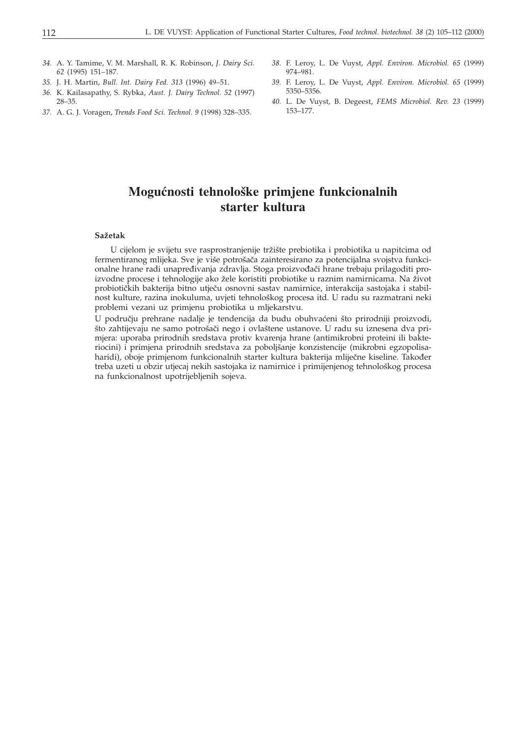34. A. Y. Tamime, V. M. Marshall, R. K. Robinson, *J. Dairy Sci. 62* (1995) 151–187.

35. J. H. Martin, *Bull. Int. Dairy Fed. 313* (1996) 49–51.

36. K. Kailasapathy, S. Rybka, *Aust. J. Dairy Technol. 52* (1997) 28–35.

37. A. G. J. Voragen, *Trends Food Sci. Technol. 9* (1998) 328–335.

38. F. Leroy, L. De Vuyst, *Appl. Environ. Microbiol. 65* (1999) 974–981.

39. F. Leroy, L. De Vuyst, *Appl. Environ. Microbiol. 65* (1999) 5350–5356.

40. L. De Vuyst, B. Degeest, *FEMS Microbiol. Rev. 23* (1999) 153–177.

# Mogućnosti tehnološke primjene funkcionalnih starter kultura

### Sažetak

U cijelom je svijetu sve rasprostranjenije tržište prebiotika i probiotika u napitcima od fermentiranog mlijeka. Sve je više potrošača zainteresirano za potencijalna svojstva funkcionalne hrane radi unapređivanja zdravlja. Stoga proizvođači hrane trebaju prilagoditi proizvodne procese i tehnologije ako žele koristiti probiotike u raznim namirnicama. Na život probiotičkih bakterija bitno utječu osnovni sastav namirnice, interakcija sastojaka i stabilnost kulture, razina inokuluma, uvjeti tehnološkog procesa itd. U radu su razmatrani neki problemi vezani uz primjenu probiotika u mljekarstvu.

U području prehrane nadalje je tendencija da budu obuhvaćeni što prirodniji proizvodi, što zahtijevaju ne samo potrošači nego i ovlaštene ustanove. U radu su iznesena dva primjera: uporaba prirodnih sredstava protiv kvarenja hrane (antimikrobni proteini ili bakteriocini) i primjena prirodnih sredstava za poboljšanje konzistencije (mikrobni egzopolisaharidi), oboje primjenom funkcionalnih starter kultura bakterija mliječne kiseline. Također treba uzeti u obzir utjecaj nekih sastojaka iz namirnice i primijenjenog tehnološkog procesa na funkcionalnost upotrijebljenih sojeva.